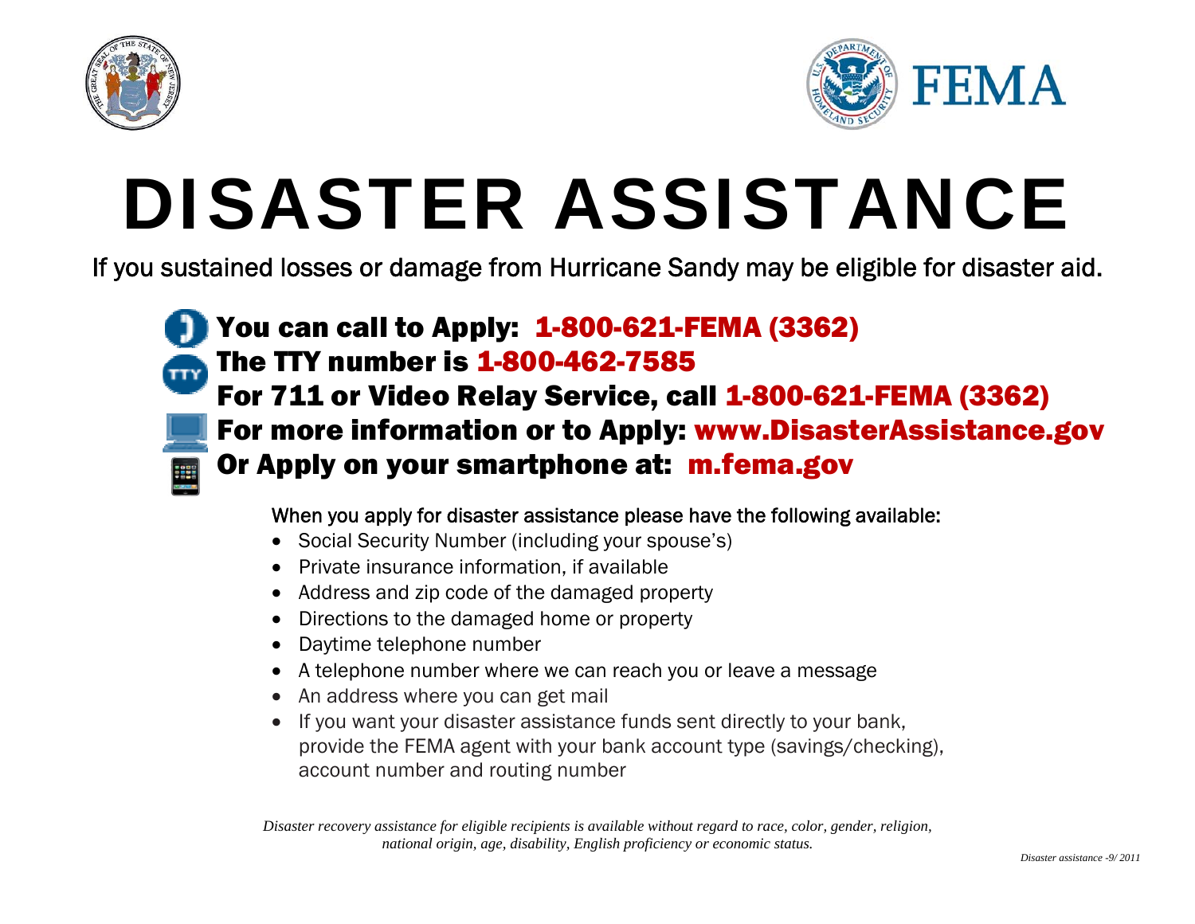# DISASTER ASSISTANCE

If you sustained losses or damage from Hurricane Sandy may be eligible for disaster aid.

**You can call to Apply: 1-800-621-FEMA (3362)**
**The TTY number is 1-800-462-7585**
**For 711 or Video Relay Service, call 1-800-621-FEMA (3362)**
**For more information or to Apply: www.DisasterAssistance.gov**
**Or Apply on your smartphone at: m.fema.gov**

When you apply for disaster assistance please have the following available:

- Social Security Number (including your spouse's)
- Private insurance information, if available
- Address and zip code of the damaged property
- Directions to the damaged home or property
- Daytime telephone number
- A telephone number where we can reach you or leave a message
- An address where you can get mail
- If you want your disaster assistance funds sent directly to your bank, provide the FEMA agent with your bank account type (savings/checking), account number and routing number

*Disaster recovery assistance for eligible recipients is available without regard to race, color, gender, religion, national origin, age, disability, English proficiency or economic status.*

*Disaster assistance -9/ 2011*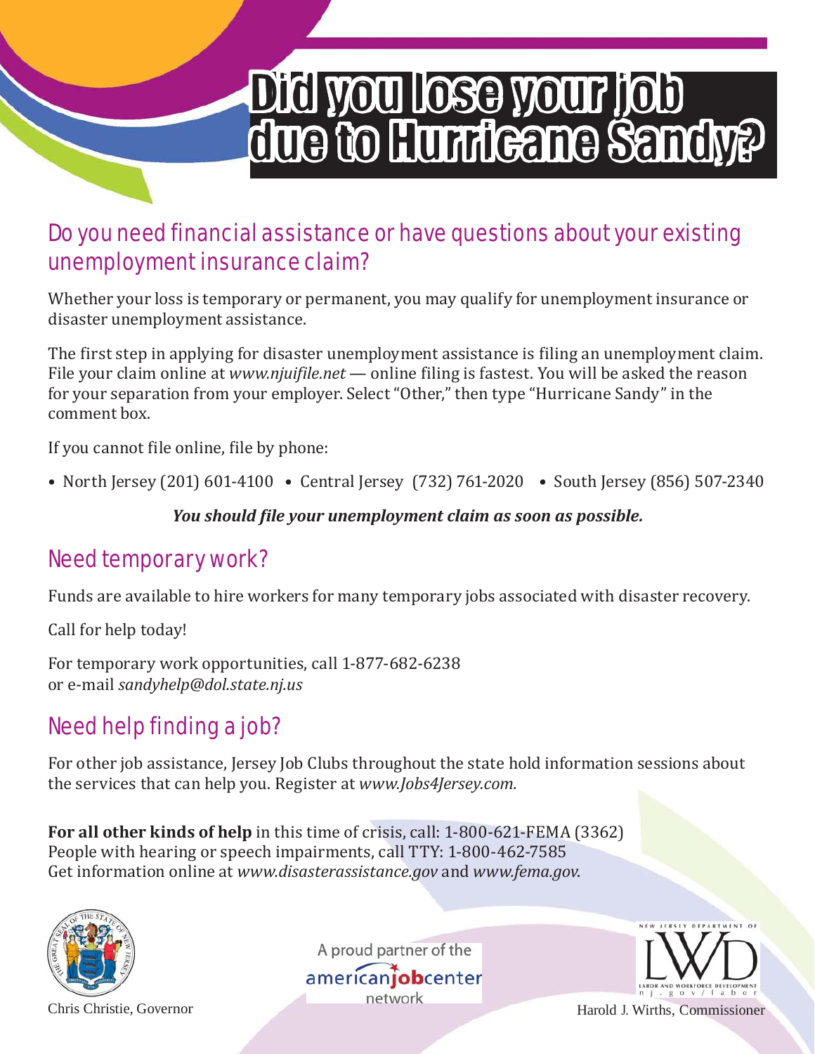# Did you lose your job due to Hurricane Sandy?

## Do you need financial assistance or have questions about your existing unemployment insurance claim?

Whether your loss is temporary or permanent, you may qualify for unemployment insurance or disaster unemployment assistance.

The first step in applying for disaster unemployment assistance is filing an unemployment claim. File your claim online at *www.njuifile.net* — online filing is fastest. You will be asked the reason for your separation from your employer. Select "Other," then type "Hurricane Sandy" in the comment box.

If you cannot file online, file by phone:

- North Jersey (201) 601-4100
- Central Jersey (732) 761-2020
- South Jersey (856) 507-2340

***You should file your unemployment claim as soon as possible.***

## Need temporary work?

Funds are available to hire workers for many temporary jobs associated with disaster recovery.

Call for help today!

For temporary work opportunities, call 1-877-682-6238
or e-mail *sandyhelp@dol.state.nj.us*

## Need help finding a job?

For other job assistance, Jersey Job Clubs throughout the state hold information sessions about the services that can help you. Register at *www.Jobs4Jersey.com.*

**For all other kinds of help** in this time of crisis, call: 1-800-621-FEMA (3362)
People with hearing or speech impairments, call TTY: 1-800-462-7585
Get information online at *www.disasterassistance.gov* and *www.fema.gov*.

Chris Christie, Governor

A proud partner of the americanjobcenter network

New Jersey Department of Labor and Workforce Development nj.gov/labor

Harold J. Wirths, Commissioner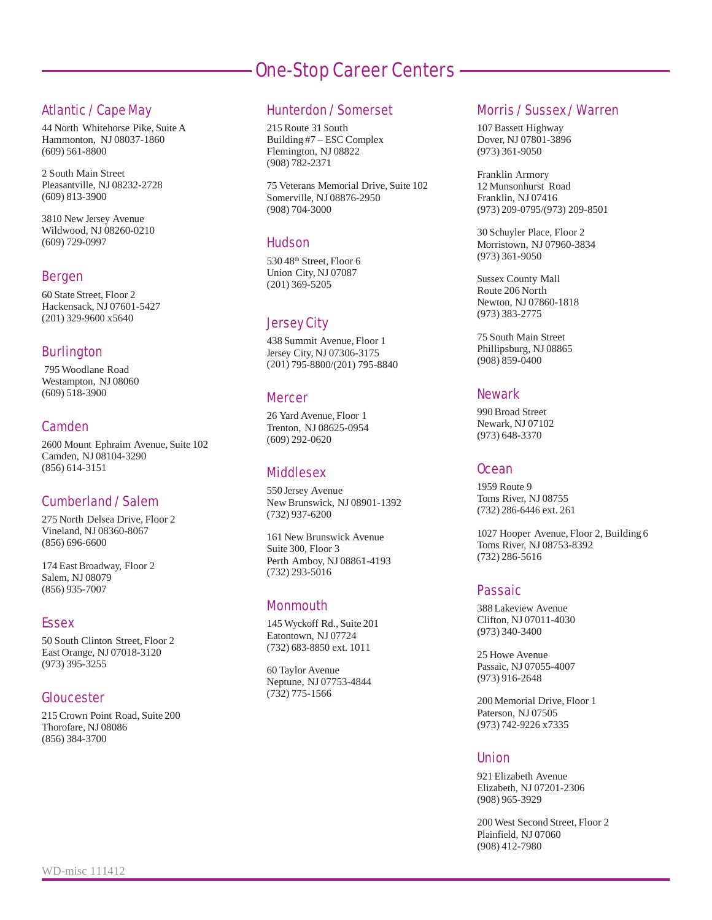# One-Stop Career Centers

## Atlantic / Cape May

44 North Whitehorse Pike, Suite A
Hammonton, NJ 08037-1860
(609) 561-8800

2 South Main Street
Pleasantville, NJ 08232-2728
(609) 813-3900

3810 New Jersey Avenue
Wildwood, NJ 08260-0210
(609) 729-0997

## Bergen

60 State Street, Floor 2
Hackensack, NJ 07601-5427
(201) 329-9600 x5640

## Burlington

795 Woodlane Road
Westampton, NJ 08060
(609) 518-3900

## Camden

2600 Mount Ephraim Avenue, Suite 102
Camden, NJ 08104-3290
(856) 614-3151

## Cumberland / Salem

275 North Delsea Drive, Floor 2
Vineland, NJ 08360-8067
(856) 696-6600

174 East Broadway, Floor 2
Salem, NJ 08079
(856) 935-7007

## Essex

50 South Clinton Street, Floor 2
East Orange, NJ 07018-3120
(973) 395-3255

## Gloucester

215 Crown Point Road, Suite 200
Thorofare, NJ 08086
(856) 384-3700

## Hunterdon / Somerset

215 Route 31 South
Building #7 – ESC Complex
Flemington, NJ 08822
(908) 782-2371

75 Veterans Memorial Drive, Suite 102
Somerville, NJ 08876-2950
(908) 704-3000

## Hudson

530 48th Street, Floor 6
Union City, NJ 07087
(201) 369-5205

## Jersey City

438 Summit Avenue, Floor 1
Jersey City, NJ 07306-3175
(201) 795-8800/(201) 795-8840

## Mercer

26 Yard Avenue, Floor 1
Trenton, NJ 08625-0954
(609) 292-0620

## Middlesex

550 Jersey Avenue
New Brunswick, NJ 08901-1392
(732) 937-6200

161 New Brunswick Avenue
Suite 300, Floor 3
Perth Amboy, NJ 08861-4193
(732) 293-5016

## Monmouth

145 Wyckoff Rd., Suite 201
Eatontown, NJ 07724
(732) 683-8850 ext. 1011

60 Taylor Avenue
Neptune, NJ 07753-4844
(732) 775-1566

## Morris / Sussex / Warren

107 Bassett Highway
Dover, NJ 07801-3896
(973) 361-9050

Franklin Armory
12 Munsonhurst Road
Franklin, NJ 07416
(973) 209-0795/(973) 209-8501

30 Schuyler Place, Floor 2
Morristown, NJ 07960-3834
(973) 361-9050

Sussex County Mall
Route 206 North
Newton, NJ 07860-1818
(973) 383-2775

75 South Main Street
Phillipsburg, NJ 08865
(908) 859-0400

## Newark

990 Broad Street
Newark, NJ 07102
(973) 648-3370

## Ocean

1959 Route 9
Toms River, NJ 08755
(732) 286-6446 ext. 261

1027 Hooper Avenue, Floor 2, Building 6
Toms River, NJ 08753-8392
(732) 286-5616

## Passaic

388 Lakeview Avenue
Clifton, NJ 07011-4030
(973) 340-3400

25 Howe Avenue
Passaic, NJ 07055-4007
(973) 916-2648

200 Memorial Drive, Floor 1
Paterson, NJ 07505
(973) 742-9226 x7335

## Union

921 Elizabeth Avenue
Elizabeth, NJ 07201-2306
(908) 965-3929

200 West Second Street, Floor 2
Plainfield, NJ 07060
(908) 412-7980

WD-misc 111412